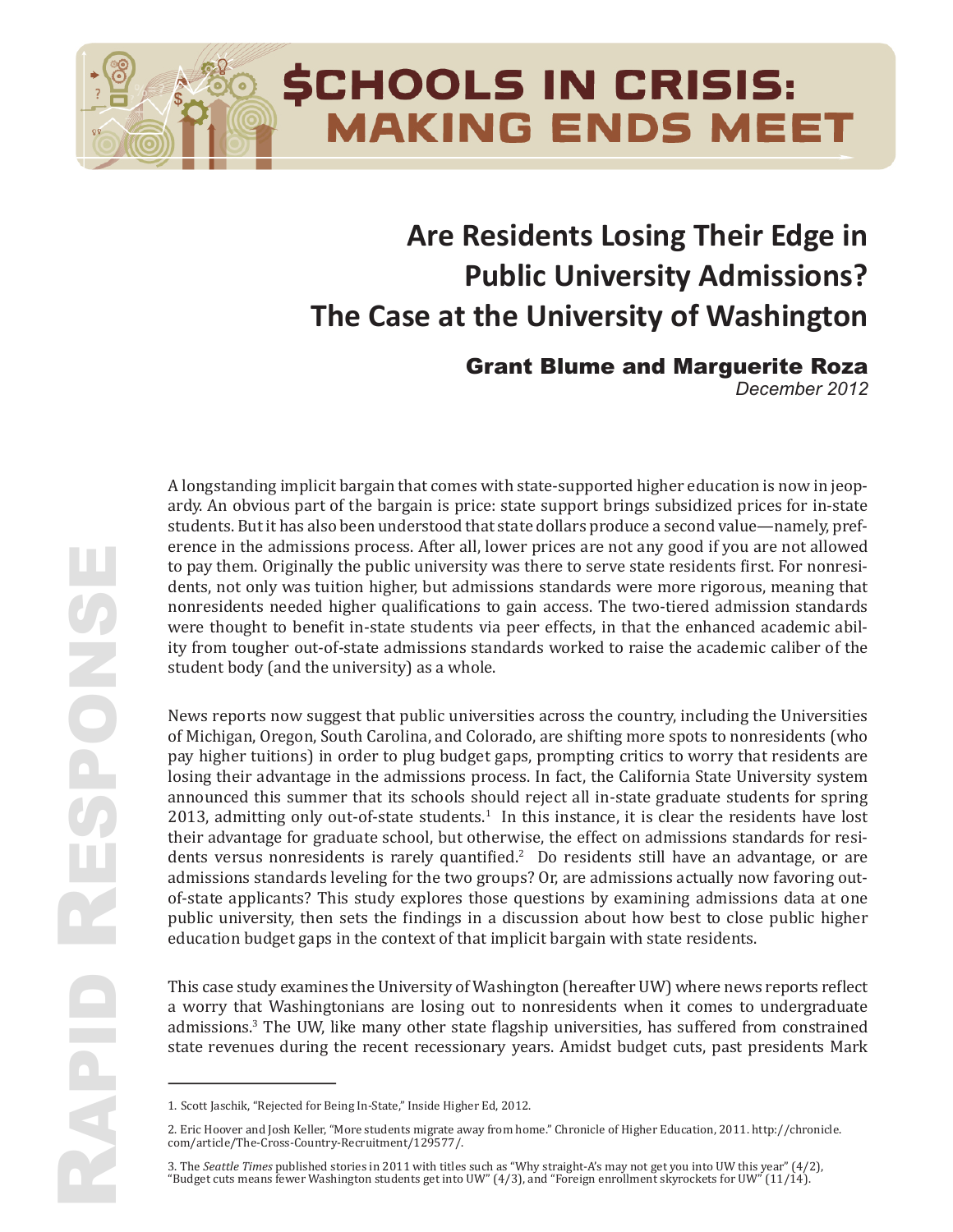# $CHOOLS IN CRISIS: MAKING ENDS MEET

RAPID RESPONSE

## Are Residents Losing Their Edge in Public University Admissions? The Case at the University of Washington

**Grant Blume and Marguerite Roza**

*December 2012*

A longstanding implicit bargain that comes with state-supported higher education is now in jeopardy. An obvious part of the bargain is price: state support brings subsidized prices for in-state students. But it has also been understood that state dollars produce a second value—namely, preference in the admissions process. After all, lower prices are not any good if you are not allowed to pay them. Originally the public university was there to serve state residents first. For nonresidents, not only was tuition higher, but admissions standards were more rigorous, meaning that nonresidents needed higher qualifications to gain access. The two-tiered admission standards were thought to benefit in-state students via peer effects, in that the enhanced academic ability from tougher out-of-state admissions standards worked to raise the academic caliber of the student body (and the university) as a whole.

News reports now suggest that public universities across the country, including the Universities of Michigan, Oregon, South Carolina, and Colorado, are shifting more spots to nonresidents (who pay higher tuitions) in order to plug budget gaps, prompting critics to worry that residents are losing their advantage in the admissions process. In fact, the California State University system announced this summer that its schools should reject all in-state graduate students for spring 2013, admitting only out-of-state students.[1] In this instance, it is clear the residents have lost their advantage for graduate school, but otherwise, the effect on admissions standards for residents versus nonresidents is rarely quantified.[2] Do residents still have an advantage, or are admissions standards leveling for the two groups? Or, are admissions actually now favoring out-of-state applicants? This study explores those questions by examining admissions data at one public university, then sets the findings in a discussion about how best to close public higher education budget gaps in the context of that implicit bargain with state residents.

This case study examines the University of Washington (hereafter UW) where news reports reflect a worry that Washingtonians are losing out to nonresidents when it comes to undergraduate admissions.[3] The UW, like many other state flagship universities, has suffered from constrained state revenues during the recent recessionary years. Amidst budget cuts, past presidents Mark

---

1. Scott Jaschik, "Rejected for Being In-State," Inside Higher Ed, 2012.

2. Eric Hoover and Josh Keller, "More students migrate away from home." Chronicle of Higher Education, 2011. http://chronicle.com/article/The-Cross-Country-Recruitment/129577/.

3. The *Seattle Times* published stories in 2011 with titles such as "Why straight-A's may not get you into UW this year" (4/2), "Budget cuts means fewer Washington students get into UW" (4/3), and "Foreign enrollment skyrockets for UW" (11/14).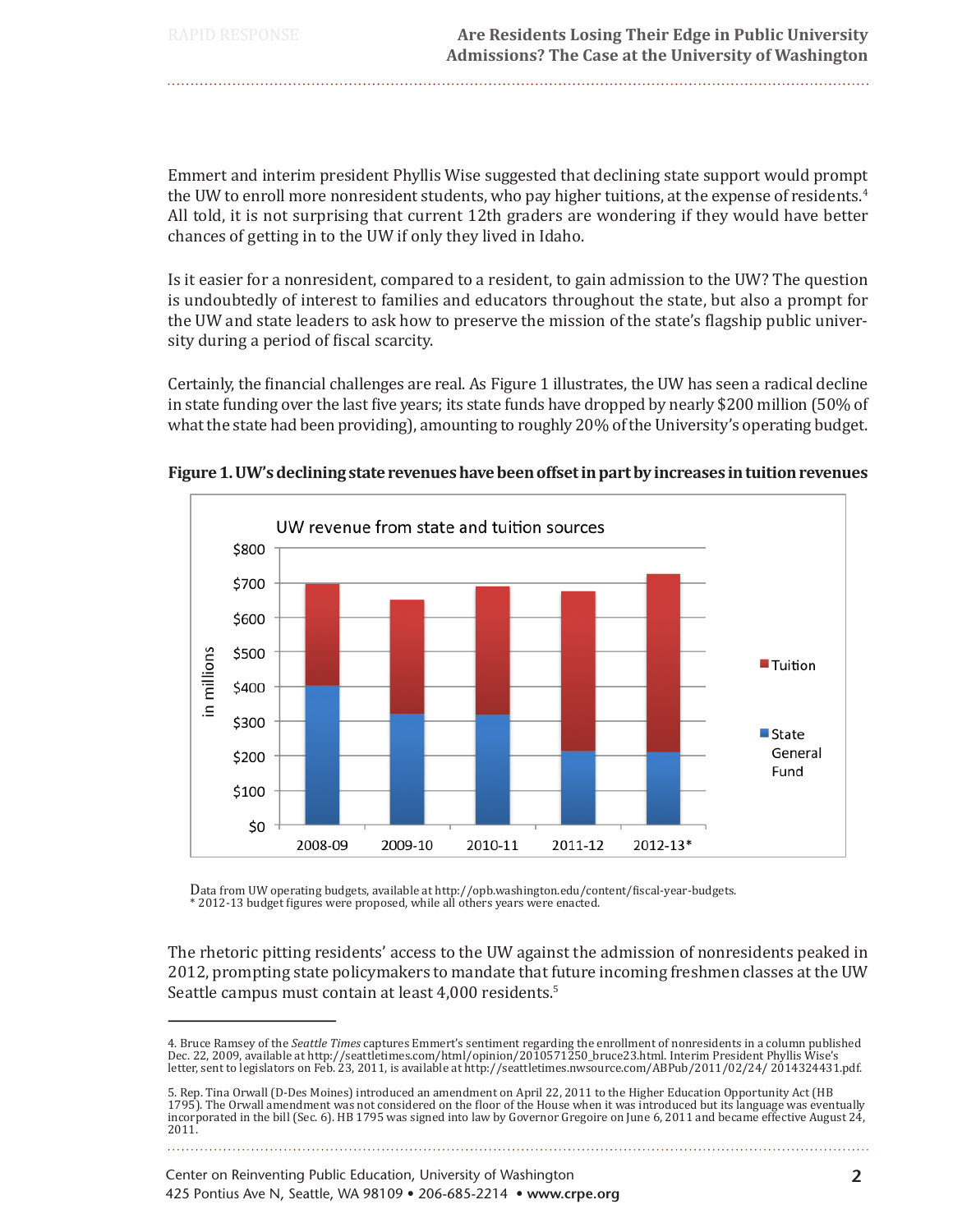Emmert and interim president Phyllis Wise suggested that declining state support would prompt the UW to enroll more nonresident students, who pay higher tuitions, at the expense of residents.[4] All told, it is not surprising that current 12th graders are wondering if they would have better chances of getting in to the UW if only they lived in Idaho.

Is it easier for a nonresident, compared to a resident, to gain admission to the UW? The question is undoubtedly of interest to families and educators throughout the state, but also a prompt for the UW and state leaders to ask how to preserve the mission of the state's flagship public university during a period of fiscal scarcity.

Certainly, the financial challenges are real. As Figure 1 illustrates, the UW has seen a radical decline in state funding over the last five years; its state funds have dropped by nearly $200 million (50% of what the state had been providing), amounting to roughly 20% of the University's operating budget.

**Figure 1. UW's declining state revenues have been offset in part by increases in tuition revenues**

UW revenue from state and tuition sources

Data from UW operating budgets, available at http://opb.washington.edu/content/fiscal-year-budgets.
* 2012-13 budget figures were proposed, while all others years were enacted.

The rhetoric pitting residents' access to the UW against the admission of nonresidents peaked in 2012, prompting state policymakers to mandate that future incoming freshmen classes at the UW Seattle campus must contain at least 4,000 residents.[5]

---

4. Bruce Ramsey of the *Seattle Times* captures Emmert's sentiment regarding the enrollment of nonresidents in a column published Dec. 22, 2009, available at http://seattletimes.com/html/opinion/2010571250_bruce23.html. Interim President Phyllis Wise's letter, sent to legislators on Feb. 23, 2011, is available at http://seattletimes.nwsource.com/ABPub/2011/02/24/ 2014324431.pdf.

5. Rep. Tina Orwall (D-Des Moines) introduced an amendment on April 22, 2011 to the Higher Education Opportunity Act (HB 1795). The Orwall amendment was not considered on the floor of the House when it was introduced but its language was eventually incorporated in the bill (Sec. 6). HB 1795 was signed into law by Governor Gregoire on June 6, 2011 and became effective August 24, 2011.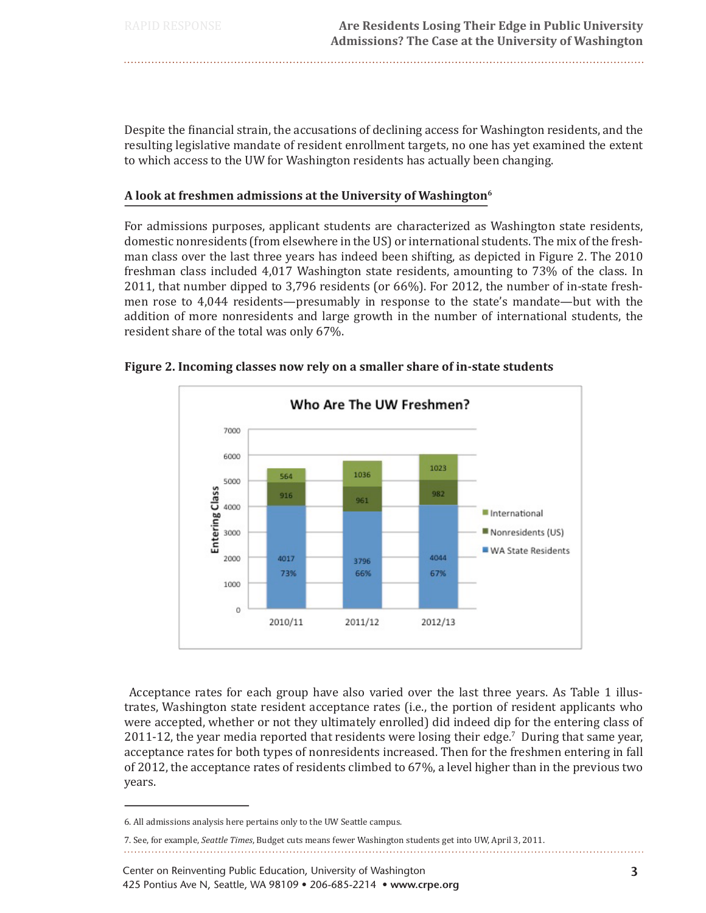Despite the financial strain, the accusations of declining access for Washington residents, and the resulting legislative mandate of resident enrollment targets, no one has yet examined the extent to which access to the UW for Washington residents has actually been changing.

## A look at freshmen admissions at the University of Washington[6]

For admissions purposes, applicant students are characterized as Washington state residents, domestic nonresidents (from elsewhere in the US) or international students. The mix of the freshman class over the last three years has indeed been shifting, as depicted in Figure 2. The 2010 freshman class included 4,017 Washington state residents, amounting to 73% of the class. In 2011, that number dipped to 3,796 residents (or 66%). For 2012, the number of in-state freshmen rose to 4,044 residents—presumably in response to the state's mandate—but with the addition of more nonresidents and large growth in the number of international students, the resident share of the total was only 67%.

**Figure 2. Incoming classes now rely on a smaller share of in-state students**

**Who Are The UW Freshmen?**

| Entering Class | 2010/11 | 2011/12 | 2012/13 |
|---|---|---|---|
| International | 564 | 1036 | 1023 |
| Nonresidents (US) | 916 | 961 | 982 |
| WA State Residents | 4017 (73%) | 3796 (66%) | 4044 (67%) |

Acceptance rates for each group have also varied over the last three years. As Table 1 illustrates, Washington state resident acceptance rates (i.e., the portion of resident applicants who were accepted, whether or not they ultimately enrolled) did indeed dip for the entering class of 2011-12, the year media reported that residents were losing their edge.[7] During that same year, acceptance rates for both types of nonresidents increased. Then for the freshmen entering in fall of 2012, the acceptance rates of residents climbed to 67%, a level higher than in the previous two years.

---

6. All admissions analysis here pertains only to the UW Seattle campus.

7. See, for example, *Seattle Times*, Budget cuts means fewer Washington students get into UW, April 3, 2011.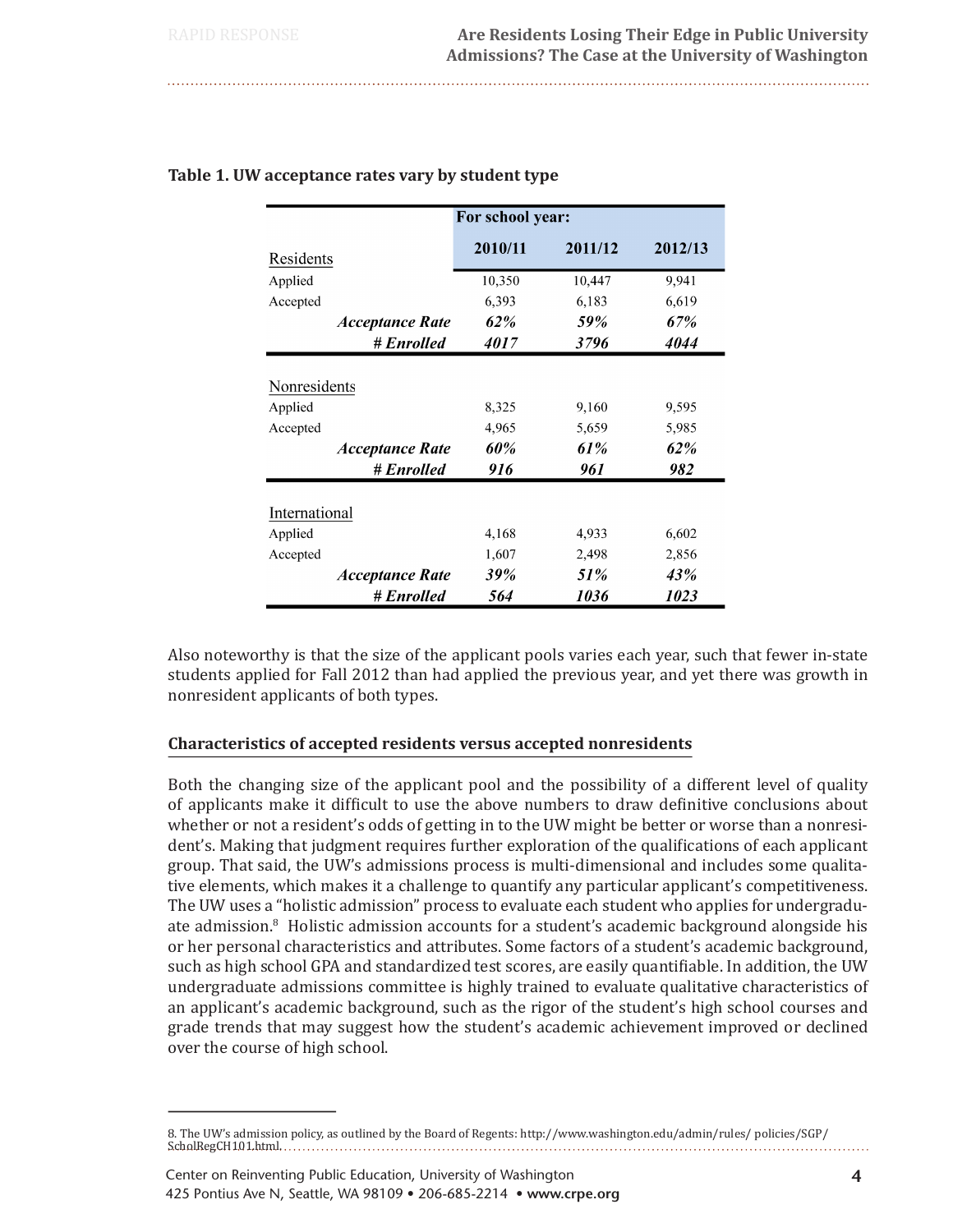**Table 1. UW acceptance rates vary by student type**

| | For school year: | | |
|---|---|---|---|
| | 2010/11 | 2011/12 | 2012/13 |
| Residents | | | |
| Applied | 10,350 | 10,447 | 9,941 |
| Accepted | 6,393 | 6,183 | 6,619 |
| ***Acceptance Rate*** | ***62%*** | ***59%*** | ***67%*** |
| ***# Enrolled*** | ***4017*** | ***3796*** | ***4044*** |
| Nonresidents | | | |
| Applied | 8,325 | 9,160 | 9,595 |
| Accepted | 4,965 | 5,659 | 5,985 |
| ***Acceptance Rate*** | ***60%*** | ***61%*** | ***62%*** |
| ***# Enrolled*** | ***916*** | ***961*** | ***982*** |
| International | | | |
| Applied | 4,168 | 4,933 | 6,602 |
| Accepted | 1,607 | 2,498 | 2,856 |
| ***Acceptance Rate*** | ***39%*** | ***51%*** | ***43%*** |
| ***# Enrolled*** | ***564*** | ***1036*** | ***1023*** |

Also noteworthy is that the size of the applicant pools varies each year, such that fewer in-state students applied for Fall 2012 than had applied the previous year, and yet there was growth in nonresident applicants of both types.

## Characteristics of accepted residents versus accepted nonresidents

Both the changing size of the applicant pool and the possibility of a different level of quality of applicants make it difficult to use the above numbers to draw definitive conclusions about whether or not a resident's odds of getting in to the UW might be better or worse than a nonresident's. Making that judgment requires further exploration of the qualifications of each applicant group. That said, the UW's admissions process is multi-dimensional and includes some qualitative elements, which makes it a challenge to quantify any particular applicant's competitiveness. The UW uses a "holistic admission" process to evaluate each student who applies for undergraduate admission.[8] Holistic admission accounts for a student's academic background alongside his or her personal characteristics and attributes. Some factors of a student's academic background, such as high school GPA and standardized test scores, are easily quantifiable. In addition, the UW undergraduate admissions committee is highly trained to evaluate qualitative characteristics of an applicant's academic background, such as the rigor of the student's high school courses and grade trends that may suggest how the student's academic achievement improved or declined over the course of high school.

8. The UW's admission policy, as outlined by the Board of Regents: http://www.washington.edu/admin/rules/ policies/SGP/SchoolRegCH101.html.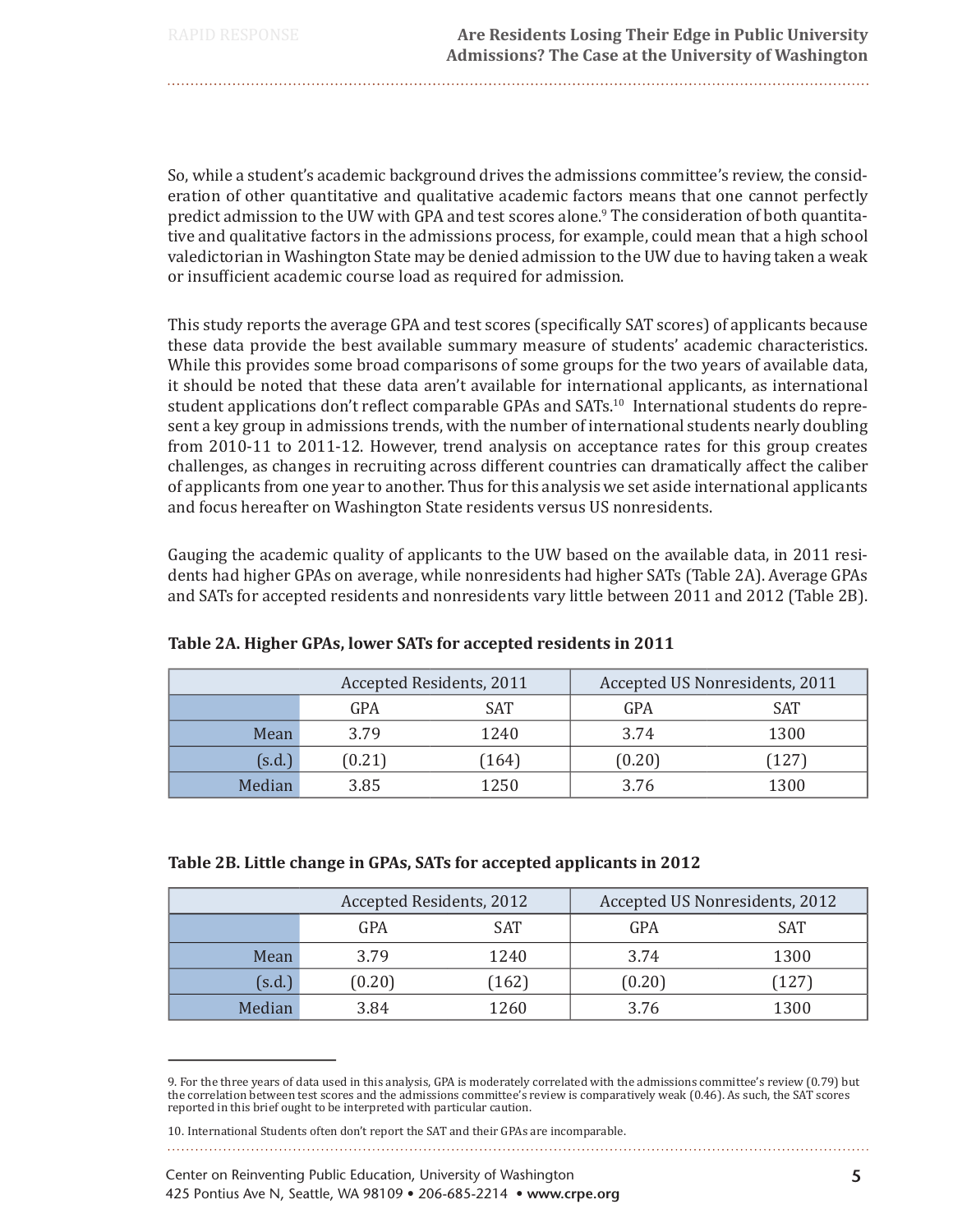So, while a student's academic background drives the admissions committee's review, the consideration of other quantitative and qualitative academic factors means that one cannot perfectly predict admission to the UW with GPA and test scores alone.[9] The consideration of both quantitative and qualitative factors in the admissions process, for example, could mean that a high school valedictorian in Washington State may be denied admission to the UW due to having taken a weak or insufficient academic course load as required for admission.

This study reports the average GPA and test scores (specifically SAT scores) of applicants because these data provide the best available summary measure of students' academic characteristics. While this provides some broad comparisons of some groups for the two years of available data, it should be noted that these data aren't available for international applicants, as international student applications don't reflect comparable GPAs and SATs.[10] International students do represent a key group in admissions trends, with the number of international students nearly doubling from 2010-11 to 2011-12. However, trend analysis on acceptance rates for this group creates challenges, as changes in recruiting across different countries can dramatically affect the caliber of applicants from one year to another. Thus for this analysis we set aside international applicants and focus hereafter on Washington State residents versus US nonresidents.

Gauging the academic quality of applicants to the UW based on the available data, in 2011 residents had higher GPAs on average, while nonresidents had higher SATs (Table 2A). Average GPAs and SATs for accepted residents and nonresidents vary little between 2011 and 2012 (Table 2B).

**Table 2A. Higher GPAs, lower SATs for accepted residents in 2011**

| | Accepted Residents, 2011 | | Accepted US Nonresidents, 2011 | |
|---|---|---|---|---|
| | GPA | SAT | GPA | SAT |
| Mean | 3.79 | 1240 | 3.74 | 1300 |
| (s.d.) | (0.21) | (164) | (0.20) | (127) |
| Median | 3.85 | 1250 | 3.76 | 1300 |

**Table 2B. Little change in GPAs, SATs for accepted applicants in 2012**

| | Accepted Residents, 2012 | | Accepted US Nonresidents, 2012 | |
|---|---|---|---|---|
| | GPA | SAT | GPA | SAT |
| Mean | 3.79 | 1240 | 3.74 | 1300 |
| (s.d.) | (0.20) | (162) | (0.20) | (127) |
| Median | 3.84 | 1260 | 3.76 | 1300 |

9. For the three years of data used in this analysis, GPA is moderately correlated with the admissions committee's review (0.79) but the correlation between test scores and the admissions committee's review is comparatively weak (0.46). As such, the SAT scores reported in this brief ought to be interpreted with particular caution.

10. International Students often don't report the SAT and their GPAs are incomparable.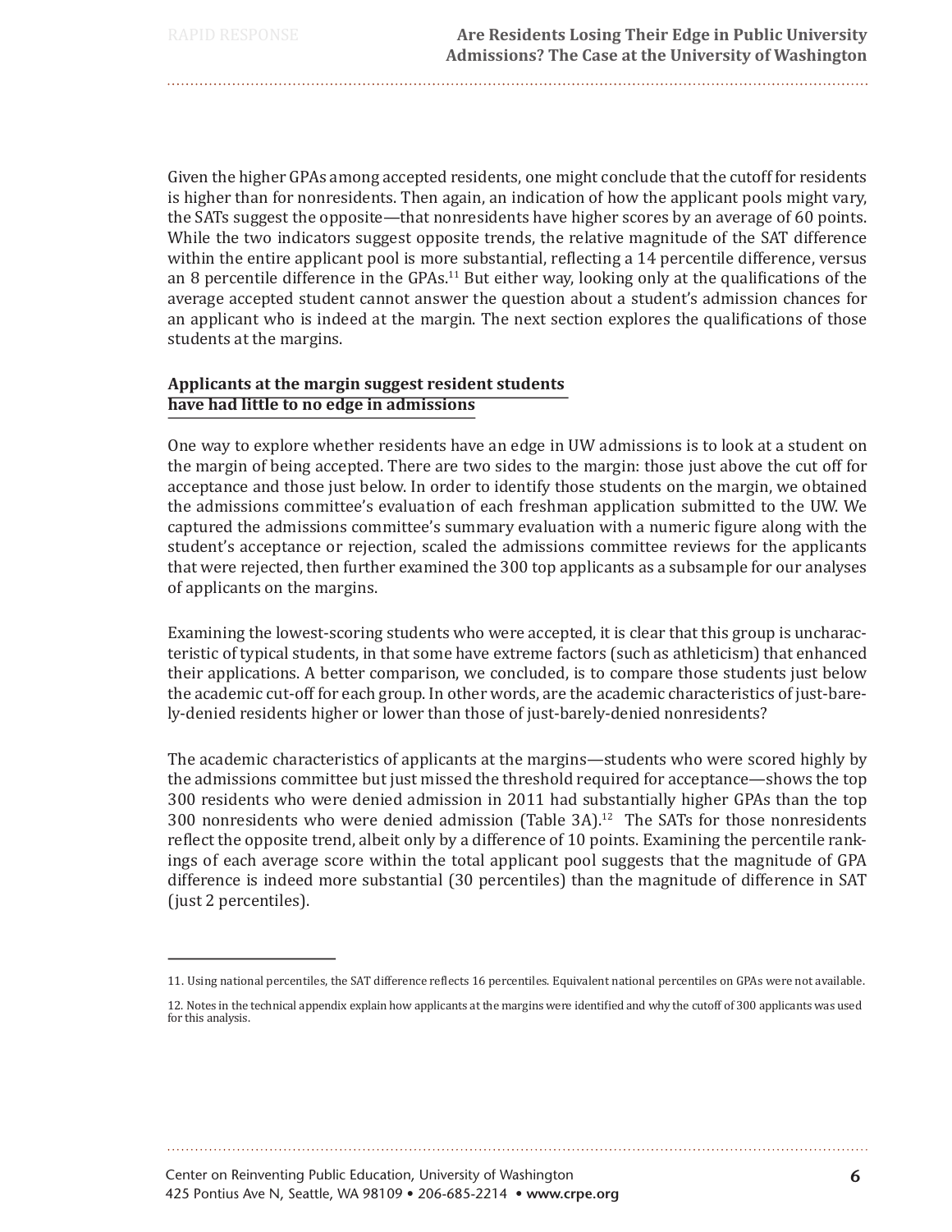Given the higher GPAs among accepted residents, one might conclude that the cutoff for residents is higher than for nonresidents. Then again, an indication of how the applicant pools might vary, the SATs suggest the opposite—that nonresidents have higher scores by an average of 60 points. While the two indicators suggest opposite trends, the relative magnitude of the SAT difference within the entire applicant pool is more substantial, reflecting a 14 percentile difference, versus an 8 percentile difference in the GPAs.[11] But either way, looking only at the qualifications of the average accepted student cannot answer the question about a student's admission chances for an applicant who is indeed at the margin. The next section explores the qualifications of those students at the margins.

## Applicants at the margin suggest resident students have had little to no edge in admissions

One way to explore whether residents have an edge in UW admissions is to look at a student on the margin of being accepted. There are two sides to the margin: those just above the cut off for acceptance and those just below. In order to identify those students on the margin, we obtained the admissions committee's evaluation of each freshman application submitted to the UW. We captured the admissions committee's summary evaluation with a numeric figure along with the student's acceptance or rejection, scaled the admissions committee reviews for the applicants that were rejected, then further examined the 300 top applicants as a subsample for our analyses of applicants on the margins.

Examining the lowest-scoring students who were accepted, it is clear that this group is uncharacteristic of typical students, in that some have extreme factors (such as athleticism) that enhanced their applications. A better comparison, we concluded, is to compare those students just below the academic cut-off for each group. In other words, are the academic characteristics of just-barely-denied residents higher or lower than those of just-barely-denied nonresidents?

The academic characteristics of applicants at the margins—students who were scored highly by the admissions committee but just missed the threshold required for acceptance—shows the top 300 residents who were denied admission in 2011 had substantially higher GPAs than the top 300 nonresidents who were denied admission (Table 3A).[12] The SATs for those nonresidents reflect the opposite trend, albeit only by a difference of 10 points. Examining the percentile rankings of each average score within the total applicant pool suggests that the magnitude of GPA difference is indeed more substantial (30 percentiles) than the magnitude of difference in SAT (just 2 percentiles).

---

11. Using national percentiles, the SAT difference reflects 16 percentiles. Equivalent national percentiles on GPAs were not available.

12. Notes in the technical appendix explain how applicants at the margins were identified and why the cutoff of 300 applicants was used for this analysis.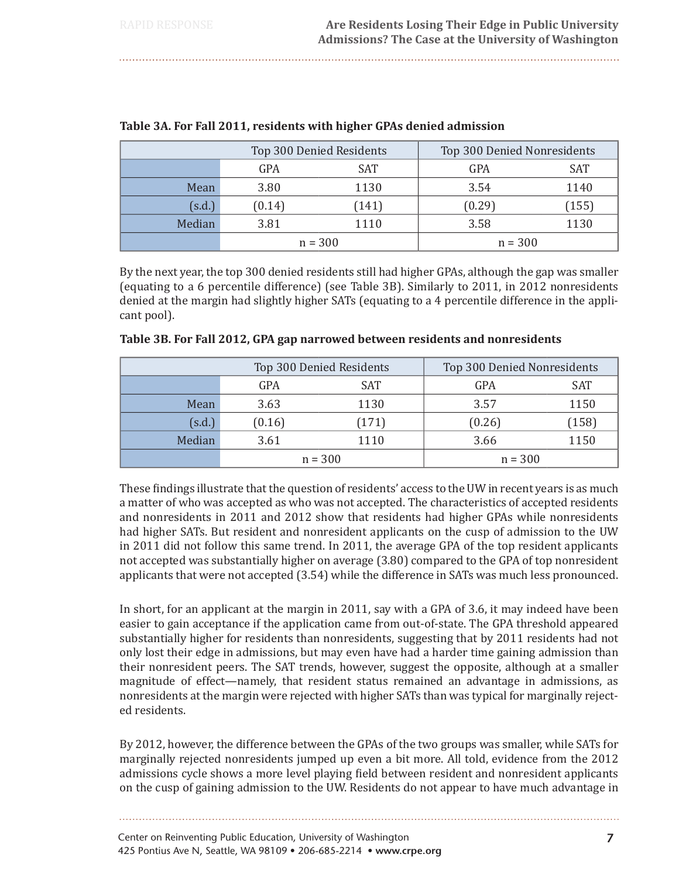**Table 3A. For Fall 2011, residents with higher GPAs denied admission**

| | Top 300 Denied Residents | | Top 300 Denied Nonresidents | |
|---|---|---|---|---|
| | GPA | SAT | GPA | SAT |
| Mean | 3.80 | 1130 | 3.54 | 1140 |
| (s.d.) | (0.14) | (141) | (0.29) | (155) |
| Median | 3.81 | 1110 | 3.58 | 1130 |
| | n = 300 | | n = 300 | |

By the next year, the top 300 denied residents still had higher GPAs, although the gap was smaller (equating to a 6 percentile difference) (see Table 3B). Similarly to 2011, in 2012 nonresidents denied at the margin had slightly higher SATs (equating to a 4 percentile difference in the applicant pool).

**Table 3B. For Fall 2012, GPA gap narrowed between residents and nonresidents**

| | Top 300 Denied Residents | | Top 300 Denied Nonresidents | |
|---|---|---|---|---|
| | GPA | SAT | GPA | SAT |
| Mean | 3.63 | 1130 | 3.57 | 1150 |
| (s.d.) | (0.16) | (171) | (0.26) | (158) |
| Median | 3.61 | 1110 | 3.66 | 1150 |
| | n = 300 | | n = 300 | |

These findings illustrate that the question of residents' access to the UW in recent years is as much a matter of who was accepted as who was not accepted. The characteristics of accepted residents and nonresidents in 2011 and 2012 show that residents had higher GPAs while nonresidents had higher SATs. But resident and nonresident applicants on the cusp of admission to the UW in 2011 did not follow this same trend. In 2011, the average GPA of the top resident applicants not accepted was substantially higher on average (3.80) compared to the GPA of top nonresident applicants that were not accepted (3.54) while the difference in SATs was much less pronounced.

In short, for an applicant at the margin in 2011, say with a GPA of 3.6, it may indeed have been easier to gain acceptance if the application came from out-of-state. The GPA threshold appeared substantially higher for residents than nonresidents, suggesting that by 2011 residents had not only lost their edge in admissions, but may even have had a harder time gaining admission than their nonresident peers. The SAT trends, however, suggest the opposite, although at a smaller magnitude of effect—namely, that resident status remained an advantage in admissions, as nonresidents at the margin were rejected with higher SATs than was typical for marginally rejected residents.

By 2012, however, the difference between the GPAs of the two groups was smaller, while SATs for marginally rejected nonresidents jumped up even a bit more. All told, evidence from the 2012 admissions cycle shows a more level playing field between resident and nonresident applicants on the cusp of gaining admission to the UW. Residents do not appear to have much advantage in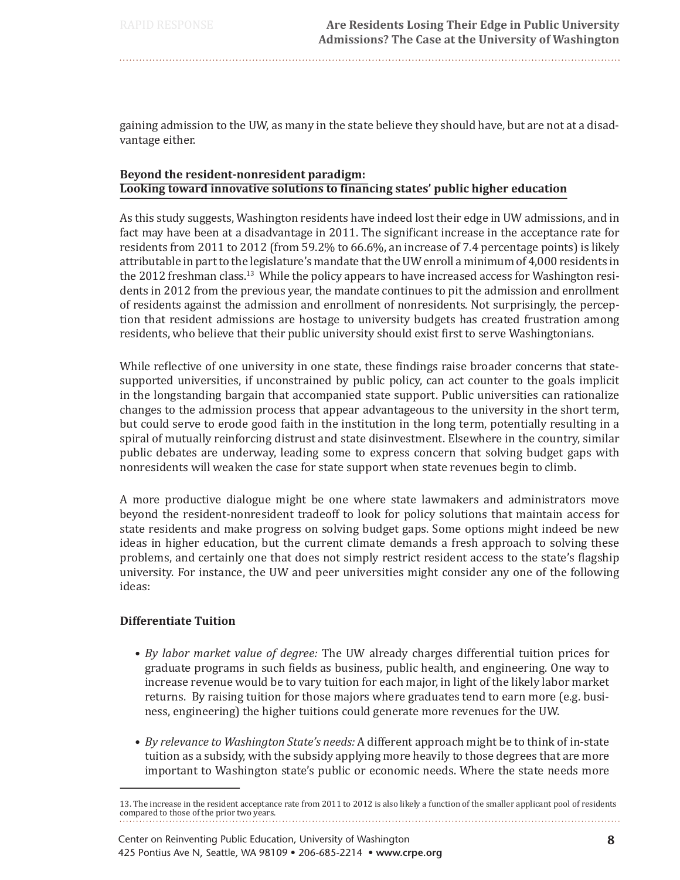gaining admission to the UW, as many in the state believe they should have, but are not at a disadvantage either.

### Beyond the resident-nonresident paradigm: Looking toward innovative solutions to financing states' public higher education

As this study suggests, Washington residents have indeed lost their edge in UW admissions, and in fact may have been at a disadvantage in 2011. The significant increase in the acceptance rate for residents from 2011 to 2012 (from 59.2% to 66.6%, an increase of 7.4 percentage points) is likely attributable in part to the legislature's mandate that the UW enroll a minimum of 4,000 residents in the 2012 freshman class.[13] While the policy appears to have increased access for Washington residents in 2012 from the previous year, the mandate continues to pit the admission and enrollment of residents against the admission and enrollment of nonresidents. Not surprisingly, the perception that resident admissions are hostage to university budgets has created frustration among residents, who believe that their public university should exist first to serve Washingtonians.

While reflective of one university in one state, these findings raise broader concerns that state-supported universities, if unconstrained by public policy, can act counter to the goals implicit in the longstanding bargain that accompanied state support. Public universities can rationalize changes to the admission process that appear advantageous to the university in the short term, but could serve to erode good faith in the institution in the long term, potentially resulting in a spiral of mutually reinforcing distrust and state disinvestment. Elsewhere in the country, similar public debates are underway, leading some to express concern that solving budget gaps with nonresidents will weaken the case for state support when state revenues begin to climb.

A more productive dialogue might be one where state lawmakers and administrators move beyond the resident-nonresident tradeoff to look for policy solutions that maintain access for state residents and make progress on solving budget gaps. Some options might indeed be new ideas in higher education, but the current climate demands a fresh approach to solving these problems, and certainly one that does not simply restrict resident access to the state's flagship university. For instance, the UW and peer universities might consider any one of the following ideas:

#### Differentiate Tuition

- *By labor market value of degree:* The UW already charges differential tuition prices for graduate programs in such fields as business, public health, and engineering. One way to increase revenue would be to vary tuition for each major, in light of the likely labor market returns. By raising tuition for those majors where graduates tend to earn more (e.g. business, engineering) the higher tuitions could generate more revenues for the UW.
- *By relevance to Washington State's needs:* A different approach might be to think of in-state tuition as a subsidy, with the subsidy applying more heavily to those degrees that are more important to Washington state's public or economic needs. Where the state needs more

13. The increase in the resident acceptance rate from 2011 to 2012 is also likely a function of the smaller applicant pool of residents compared to those of the prior two years.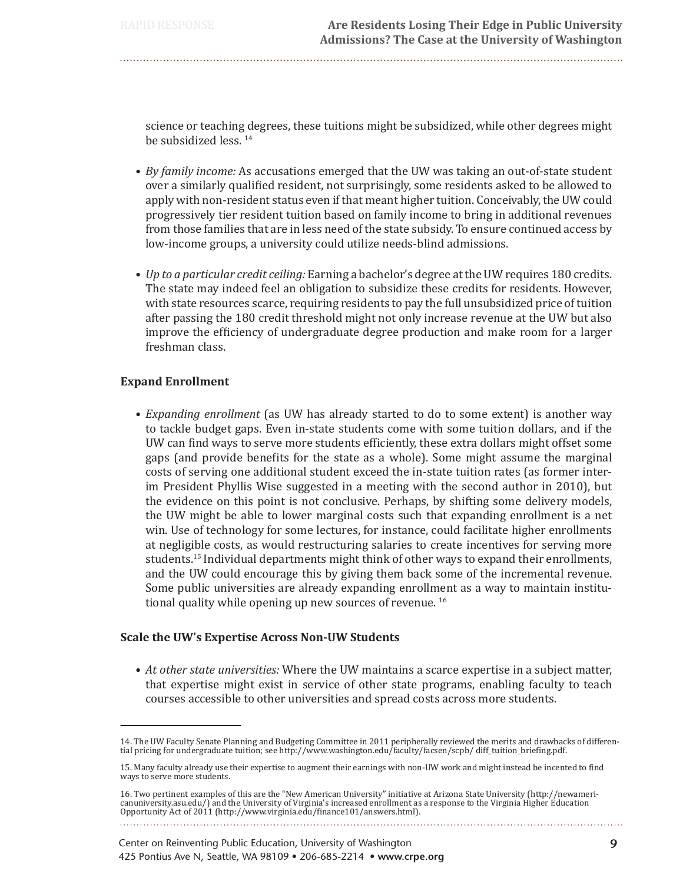science or teaching degrees, these tuitions might be subsidized, while other degrees might be subsidized less. [14]

- *By family income:* As accusations emerged that the UW was taking an out-of-state student over a similarly qualified resident, not surprisingly, some residents asked to be allowed to apply with non-resident status even if that meant higher tuition. Conceivably, the UW could progressively tier resident tuition based on family income to bring in additional revenues from those families that are in less need of the state subsidy. To ensure continued access by low-income groups, a university could utilize needs-blind admissions.

- *Up to a particular credit ceiling:* Earning a bachelor's degree at the UW requires 180 credits. The state may indeed feel an obligation to subsidize these credits for residents. However, with state resources scarce, requiring residents to pay the full unsubsidized price of tuition after passing the 180 credit threshold might not only increase revenue at the UW but also improve the efficiency of undergraduate degree production and make room for a larger freshman class.

**Expand Enrollment**

- *Expanding enrollment* (as UW has already started to do to some extent) is another way to tackle budget gaps. Even in-state students come with some tuition dollars, and if the UW can find ways to serve more students efficiently, these extra dollars might offset some gaps (and provide benefits for the state as a whole). Some might assume the marginal costs of serving one additional student exceed the in-state tuition rates (as former interim President Phyllis Wise suggested in a meeting with the second author in 2010), but the evidence on this point is not conclusive. Perhaps, by shifting some delivery models, the UW might be able to lower marginal costs such that expanding enrollment is a net win. Use of technology for some lectures, for instance, could facilitate higher enrollments at negligible costs, as would restructuring salaries to create incentives for serving more students.[15] Individual departments might think of other ways to expand their enrollments, and the UW could encourage this by giving them back some of the incremental revenue. Some public universities are already expanding enrollment as a way to maintain institutional quality while opening up new sources of revenue. [16]

**Scale the UW's Expertise Across Non-UW Students**

- *At other state universities:* Where the UW maintains a scarce expertise in a subject matter, that expertise might exist in service of other state programs, enabling faculty to teach courses accessible to other universities and spread costs across more students.

---

14. The UW Faculty Senate Planning and Budgeting Committee in 2011 peripherally reviewed the merits and drawbacks of differential pricing for undergraduate tuition; see http://www.washington.edu/faculty/facsen/scpb/ diff_tuition_briefing.pdf.

15. Many faculty already use their expertise to augment their earnings with non-UW work and might instead be incented to find ways to serve more students.

16. Two pertinent examples of this are the "New American University" initiative at Arizona State University (http://newamericanuniversity.asu.edu/) and the University of Virginia's increased enrollment as a response to the Virginia Higher Education Opportunity Act of 2011 (http://www.virginia.edu/finance101/answers.html).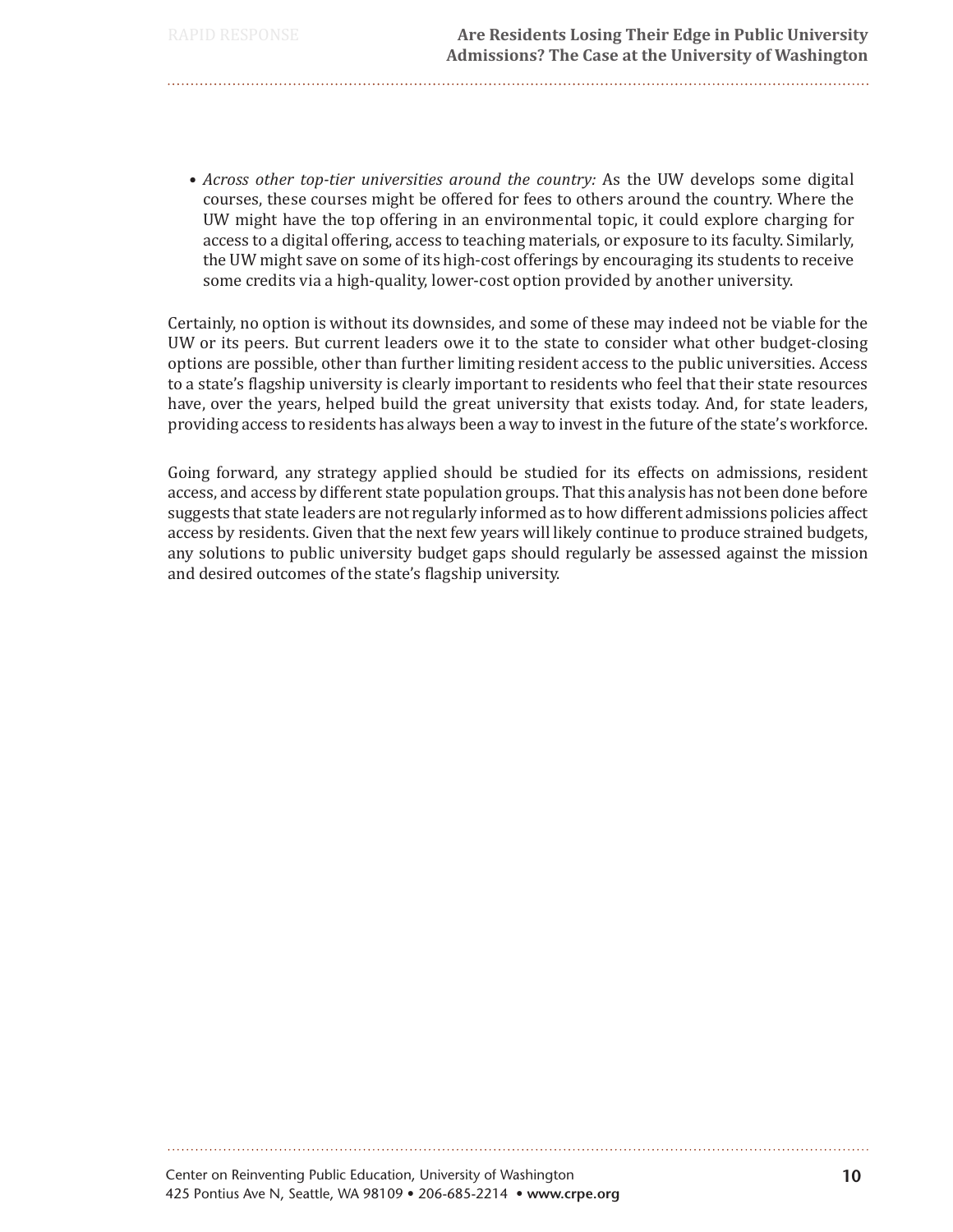- *Across other top-tier universities around the country:* As the UW develops some digital courses, these courses might be offered for fees to others around the country. Where the UW might have the top offering in an environmental topic, it could explore charging for access to a digital offering, access to teaching materials, or exposure to its faculty. Similarly, the UW might save on some of its high-cost offerings by encouraging its students to receive some credits via a high-quality, lower-cost option provided by another university.

Certainly, no option is without its downsides, and some of these may indeed not be viable for the UW or its peers. But current leaders owe it to the state to consider what other budget-closing options are possible, other than further limiting resident access to the public universities. Access to a state's flagship university is clearly important to residents who feel that their state resources have, over the years, helped build the great university that exists today. And, for state leaders, providing access to residents has always been a way to invest in the future of the state's workforce.

Going forward, any strategy applied should be studied for its effects on admissions, resident access, and access by different state population groups. That this analysis has not been done before suggests that state leaders are not regularly informed as to how different admissions policies affect access by residents. Given that the next few years will likely continue to produce strained budgets, any solutions to public university budget gaps should regularly be assessed against the mission and desired outcomes of the state's flagship university.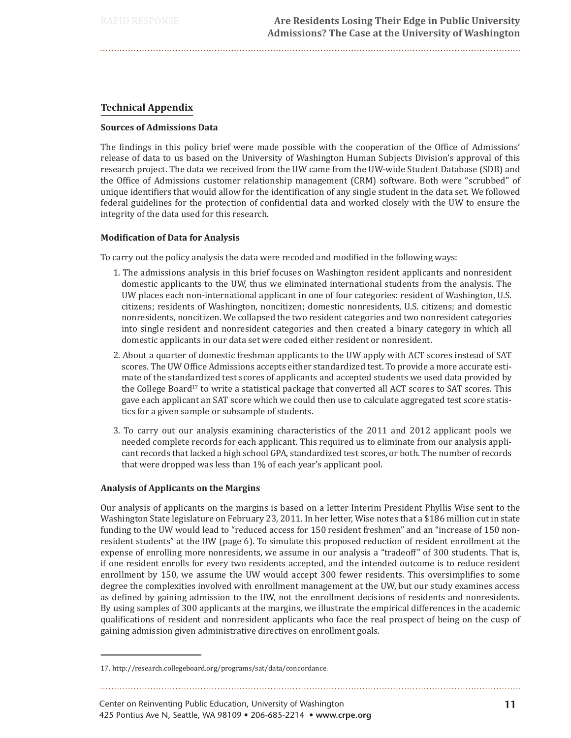## Technical Appendix

### Sources of Admissions Data

The findings in this policy brief were made possible with the cooperation of the Office of Admissions' release of data to us based on the University of Washington Human Subjects Division's approval of this research project. The data we received from the UW came from the UW-wide Student Database (SDB) and the Office of Admissions customer relationship management (CRM) software. Both were "scrubbed" of unique identifiers that would allow for the identification of any single student in the data set. We followed federal guidelines for the protection of confidential data and worked closely with the UW to ensure the integrity of the data used for this research.

### Modification of Data for Analysis

To carry out the policy analysis the data were recoded and modified in the following ways:

1. The admissions analysis in this brief focuses on Washington resident applicants and nonresident domestic applicants to the UW, thus we eliminated international students from the analysis. The UW places each non-international applicant in one of four categories: resident of Washington, U.S. citizens; residents of Washington, noncitizen; domestic nonresidents, U.S. citizens; and domestic nonresidents, noncitizen. We collapsed the two resident categories and two nonresident categories into single resident and nonresident categories and then created a binary category in which all domestic applicants in our data set were coded either resident or nonresident.
2. About a quarter of domestic freshman applicants to the UW apply with ACT scores instead of SAT scores. The UW Office Admissions accepts either standardized test. To provide a more accurate estimate of the standardized test scores of applicants and accepted students we used data provided by the College Board[17] to write a statistical package that converted all ACT scores to SAT scores. This gave each applicant an SAT score which we could then use to calculate aggregated test score statistics for a given sample or subsample of students.
3. To carry out our analysis examining characteristics of the 2011 and 2012 applicant pools we needed complete records for each applicant. This required us to eliminate from our analysis applicant records that lacked a high school GPA, standardized test scores, or both. The number of records that were dropped was less than 1% of each year's applicant pool.

### Analysis of Applicants on the Margins

Our analysis of applicants on the margins is based on a letter Interim President Phyllis Wise sent to the Washington State legislature on February 23, 2011. In her letter, Wise notes that a $186 million cut in state funding to the UW would lead to "reduced access for 150 resident freshmen" and an "increase of 150 nonresident students" at the UW (page 6). To simulate this proposed reduction of resident enrollment at the expense of enrolling more nonresidents, we assume in our analysis a "tradeoff" of 300 students. That is, if one resident enrolls for every two residents accepted, and the intended outcome is to reduce resident enrollment by 150, we assume the UW would accept 300 fewer residents. This oversimplifies to some degree the complexities involved with enrollment management at the UW, but our study examines access as defined by gaining admission to the UW, not the enrollment decisions of residents and nonresidents. By using samples of 300 applicants at the margins, we illustrate the empirical differences in the academic qualifications of resident and nonresident applicants who face the real prospect of being on the cusp of gaining admission given administrative directives on enrollment goals.

---

17. http://research.collegeboard.org/programs/sat/data/concordance.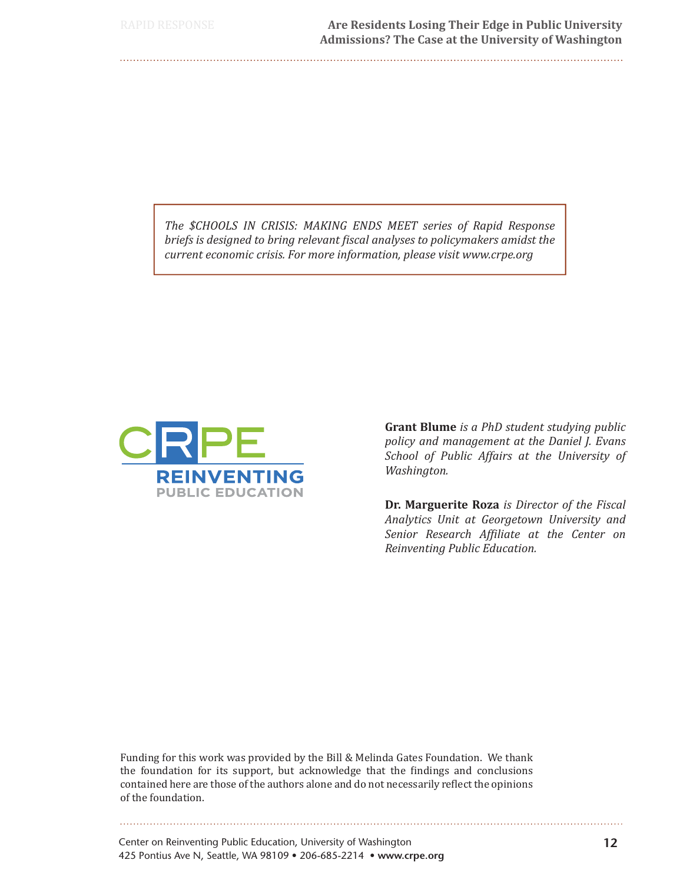*The $CHOOLS IN CRISIS: MAKING ENDS MEET series of Rapid Response briefs is designed to bring relevant fiscal analyses to policymakers amidst the current economic crisis. For more information, please visit www.crpe.org*

CRPE
REINVENTING
PUBLIC EDUCATION

**Grant Blume** *is a PhD student studying public policy and management at the Daniel J. Evans School of Public Affairs at the University of Washington.*

**Dr. Marguerite Roza** *is Director of the Fiscal Analytics Unit at Georgetown University and Senior Research Affiliate at the Center on Reinventing Public Education.*

Funding for this work was provided by the Bill & Melinda Gates Foundation. We thank the foundation for its support, but acknowledge that the findings and conclusions contained here are those of the authors alone and do not necessarily reflect the opinions of the foundation.